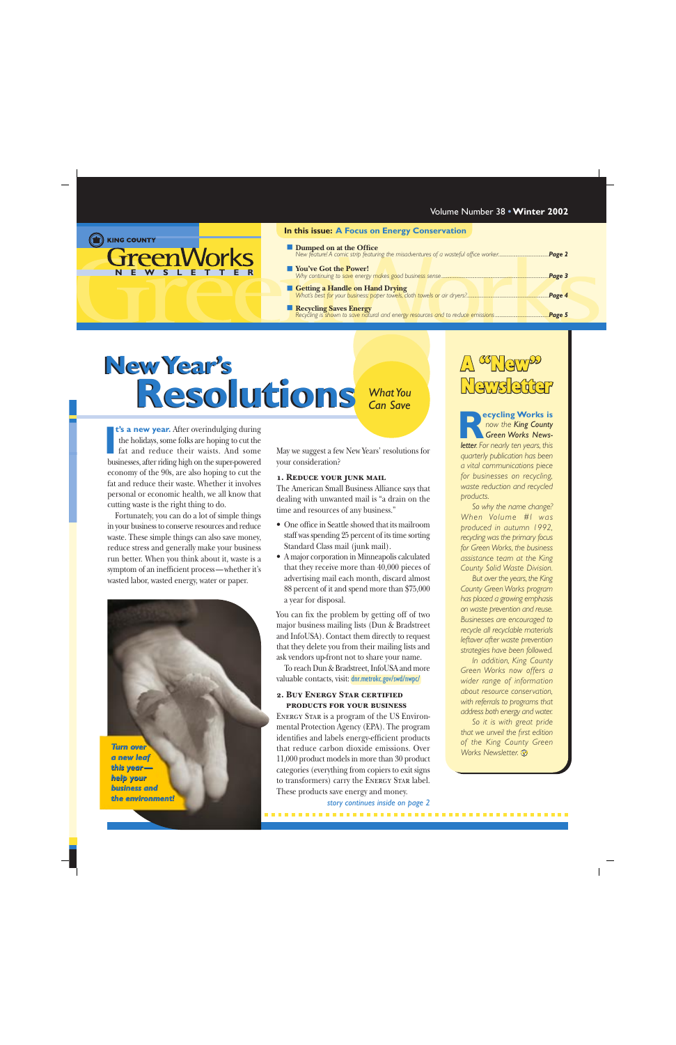Volume Number 38 • **Winter 2002**

KING COUNTY

# GreenWorks NEWSLETTER

**In this issue: A Focus on Energy Conservation**

- **Dumped on at the Office** — *New feature! A comic strip featuring the misadventures of a wasteful office worker* ..... Page 2
- **You've Got the Power!** — *Why continuing to save energy makes good business sense* ..... Page 3
- **Getting a Handle on Hand Drying** — *What's best for your business: paper towels, cloth towels or air dryers?* ..... Page 4
- **Recycling Saves Energy** — *Recycling is shown to save natural and energy resources and to reduce emissions* ..... Page 5

# New Year's Resolutions

*What You Can Save*

**It's a new year.** After overindulging during the holidays, some folks are hoping to cut the fat and reduce their waists. And some businesses, after riding high on the super-powered economy of the 90s, are also hoping to cut the fat and reduce their waste. Whether it involves personal or economic health, we all know that cutting waste is the right thing to do.

Fortunately, you can do a lot of simple things in your business to conserve resources and reduce waste. These simple things can also save money, reduce stress and generally make your business run better. When you think about it, waste is a symptom of an inefficient process—whether it's wasted labor, wasted energy, water or paper.

*Turn over a new leaf this year—help your business and the environment!*

May we suggest a few New Years' resolutions for your consideration?

### 1. Reduce your junk mail

The American Small Business Alliance says that dealing with unwanted mail is "a drain on the time and resources of any business."

- One office in Seattle showed that its mailroom staff was spending 25 percent of its time sorting Standard Class mail (junk mail).
- A major corporation in Minneapolis calculated that they receive more than 40,000 pieces of advertising mail each month, discard almost 88 percent of it and spend more than $75,000 a year for disposal.

You can fix the problem by getting off of two major business mailing lists (Dun & Bradstreet and InfoUSA). Contact them directly to request that they delete you from their mailing lists and ask vendors up-front not to share your name.

To reach Dun & Bradstreet, InfoUSA and more valuable contacts, visit: dnr.metrokc.gov/swd/nwpc/

### 2. Buy Energy Star certified products for your business

Energy Star is a program of the US Environmental Protection Agency (EPA). The program identifies and labels energy-efficient products that reduce carbon dioxide emissions. Over 11,000 product models in more than 30 product categories (everything from copiers to exit signs to transformers) carry the Energy Star label. These products save energy and money.

*story continues inside on page 2*

## A "New" Newsletter

*Recycling Works is now the King County Green Works Newsletter. For nearly ten years, this quarterly publication has been a vital communications piece for businesses on recycling, waste reduction and recycled products.*

*So why the name change? When Volume #1 was produced in autumn 1992, recycling was the primary focus for Green Works, the business assistance team at the King County Solid Waste Division.*

*But over the years, the King County Green Works program has placed a growing emphasis on waste prevention and reuse. Businesses are encouraged to recycle all recyclable materials leftover after waste prevention strategies have been followed.*

*In addition, King County Green Works now offers a wider range of information about resource conservation, with referrals to programs that address both energy and water.*

*So it is with great pride that we unveil the first edition of the King County Green Works Newsletter.*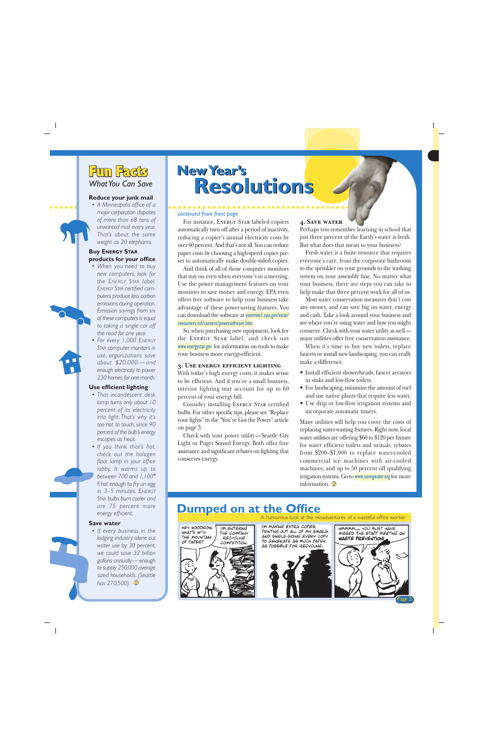## Fun Facts

*What You Can Save*

### Reduce your junk mail

- *A Minneapolis office of a major corporation disposes of more than 68 tons of unwanted mail every year. That's about the same weight as 20 elephants.*

### Buy ENERGY STAR products for your office

- *When you need to buy new computers, look for the ENERGY STAR label. ENERGY STAR certified computers produce less carbon emissions during operation. Emission savings from six of these computers is equal to taking a single car off the road for one year.*
- *For every 1,000 ENERGY STAR computer monitors in use, organizations save about $20,000—and enough electricity to power 230 homes for one month.*

### Use efficient lighting

- *That incandescent desk lamp turns only about 10 percent of its electricity into light. That's why it's too hot to touch, since 90 percent of the bulb's energy escapes as heat.*
- *If you think that's hot, check out the halogen floor lamp in your office lobby. It warms up to between 700 and 1,100° F, hot enough to fry an egg in 3–5 minutes. ENERGY STAR bulbs burn cooler and are 75 percent more energy efficient.*

### Save water

- *If every business in the lodging industry alone cut water use by 30 percent, we could save 32 billion gallons annually—enough to supply 250,000 average sized households. (Seattle has 270,500).*

# New Year's Resolutions

*continued from front page*

For instance, ENERGY STAR labeled copiers automatically turn off after a period of inactivity, reducing a copier's annual electricity costs by over 60 percent. And that's not all. You can reduce paper costs by choosing a high-speed copier preset to automatically make double-sided copies.

And think of all of those computer monitors that stay on even when everyone's in a meeting. Use the power management features on your monitors to save money and energy. EPA even offers free software to help your business take advantage of these power-saving features. You can download the software at yosemite1.epa.gov/estar/consumers.nsf/content/powersoftware.htm

So, when purchasing new equipment, look for the ENERGY STAR label, and check out www.energystar.gov for information on tools to make your business more energy-efficient.

### 3. Use energy efficient lighting

With today's high energy costs, it makes sense to be efficient. And if you're a small business, interior lighting may account for up to 60 percent of your energy bill.

Consider installing ENERGY STAR certified bulbs. For other specific tips, please see "Replace your lights" in the "You've Got the Power" article on page 3.

Check with your power utility—Seattle City Light or Puget Sound Energy. Both offer free assistance and significant rebates on lighting that conserves energy.

### 4. Save water

Perhaps you remember learning in school that just three percent of the Earth's water is fresh. But what does that mean to your business?

Fresh water is a finite resource that requires everyone's care, from the corporate bathroom to the sprinkler on your grounds to the washing system on your assembly line. No matter what your business, there are steps you can take to help make that three percent work for all of us.

Most water conservation measures don't cost any money, and can save big on water, energy and cash. Take a look around your business and see where you're using water and how you might conserve. Check with your water utility as well—many utilities offer free conservation assistance.

When it's time to buy new toilets, replace faucets or install new landscaping, you can really make a difference.

- Install efficient showerheads, faucet aerators in sinks and low-flow toilets.
- For landscaping, minimize the amount of turf and use native plants that require less water.
- Use drip or low-flow irrigation systems and incorporate automatic timers.

Many utilities will help you cover the costs of replacing water-wasting fixtures. Right now, local water utilities are offering $60 to $120 per fixture for water efficient toilets and urinals, rebates from $200–$1,000 to replace water-cooled commercial ice machines with air-cooled machines, and up to 50 percent off qualifying irrigation systems. Go to www.savingwater.org for more information.

## Dumped on at the Office

A humorous look at the misadventures of a wasteful office worker

HEY WOODROW, WHAT'S WITH THE MOUNTAIN OF PAPER?

I'M ENTERING THE COMPANY RECYCLING COMPETITION.

I'M MAKING EXTRA COPIES, PRINTING OUT ALL OF MY EMAILS, AND SINGLE-SIDING EVERY COPY TO GENERATE AS MUCH PAPER AS POSSIBLE FOR RECYCLING.

HMMMM.... YOU MUST HAVE MISSED THE STAFF MEETING ON **WASTE PREVENTION!**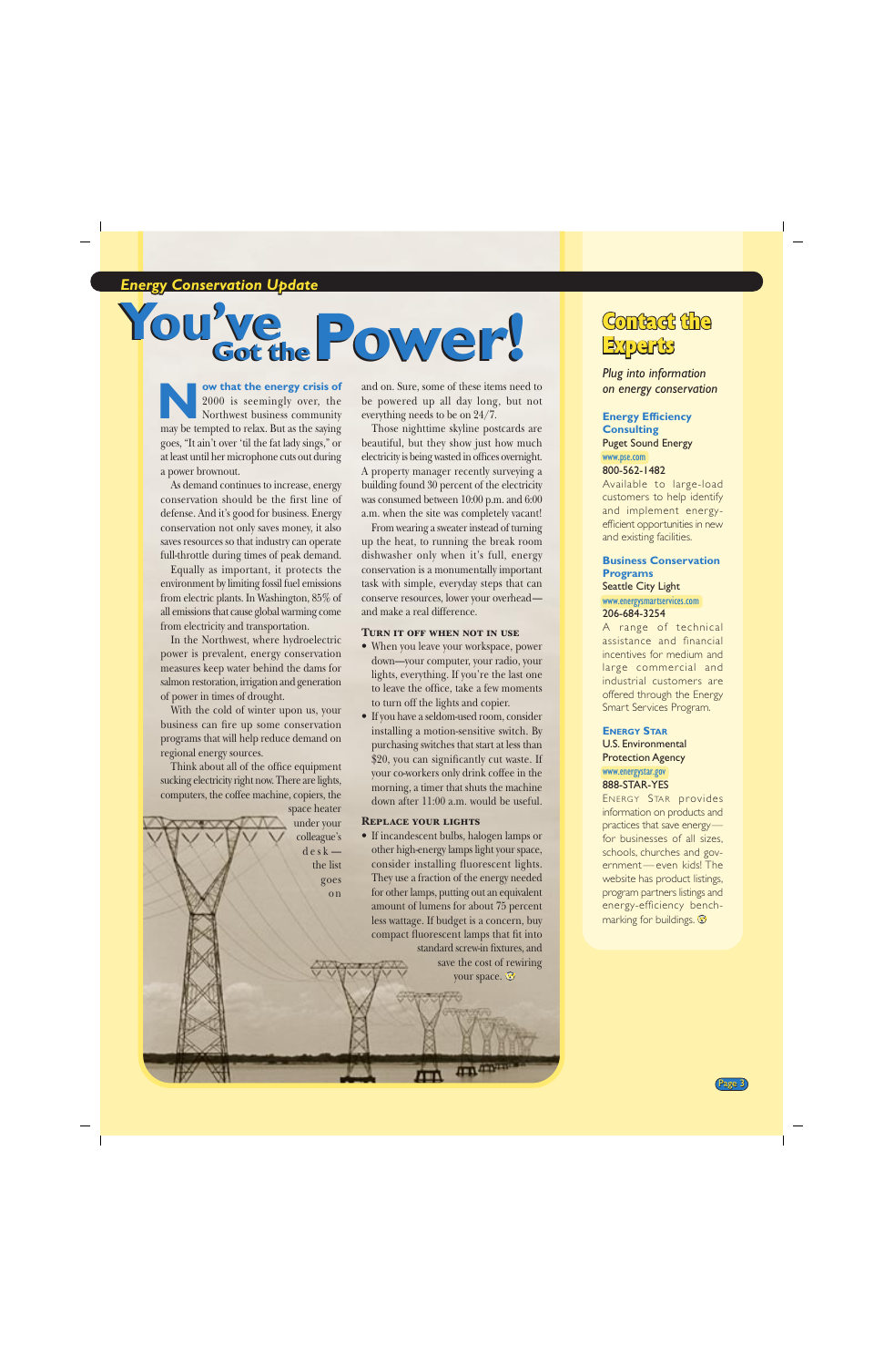*Energy Conservation Update*

# You've Got the Power!

**Now that the energy crisis of** 2000 is seemingly over, the Northwest business community may be tempted to relax. But as the saying goes, "It ain't over 'til the fat lady sings," or at least until her microphone cuts out during a power brownout.

As demand continues to increase, energy conservation should be the first line of defense. And it's good for business. Energy conservation not only saves money, it also saves resources so that industry can operate full-throttle during times of peak demand.

Equally as important, it protects the environment by limiting fossil fuel emissions from electric plants. In Washington, 85% of all emissions that cause global warming come from electricity and transportation.

In the Northwest, where hydroelectric power is prevalent, energy conservation measures keep water behind the dams for salmon restoration, irrigation and generation of power in times of drought.

With the cold of winter upon us, your business can fire up some conservation programs that will help reduce demand on regional energy sources.

Think about all of the office equipment sucking electricity right now. There are lights, computers, the coffee machine, copiers, the space heater under your colleague's desk—the list goes on and on. Sure, some of these items need to be powered up all day long, but not everything needs to be on 24/7.

Those nighttime skyline postcards are beautiful, but they show just how much electricity is being wasted in offices overnight. A property manager recently surveying a building found 30 percent of the electricity was consumed between 10:00 p.m. and 6:00 a.m. when the site was completely vacant!

From wearing a sweater instead of turning up the heat, to running the break room dishwasher only when it's full, energy conservation is a monumentally important task with simple, everyday steps that can conserve resources, lower your overhead—and make a real difference.

### Turn it off when not in use

- When you leave your workspace, power down—your computer, your radio, your lights, everything. If you're the last one to leave the office, take a few moments to turn off the lights and copier.
- If you have a seldom-used room, consider installing a motion-sensitive switch. By purchasing switches that start at less than $20, you can significantly cut waste. If your co-workers only drink coffee in the morning, a timer that shuts the machine down after 11:00 a.m. would be useful.

### Replace your lights

- If incandescent bulbs, halogen lamps or other high-energy lamps light your space, consider installing fluorescent lights. They use a fraction of the energy needed for other lamps, putting out an equivalent amount of lumens for about 75 percent less wattage. If budget is a concern, buy compact fluorescent lamps that fit into standard screw-in fixtures, and save the cost of rewiring your space.

## Contact the Experts

*Plug into information on energy conservation*

**Energy Efficiency Consulting**
Puget Sound Energy
www.pse.com
800-562-1482
Available to large-load customers to help identify and implement energy-efficient opportunities in new and existing facilities.

**Business Conservation Programs**
Seattle City Light
www.energysmartservices.com
206-684-3254
A range of technical assistance and financial incentives for medium and large commercial and industrial customers are offered through the Energy Smart Services Program.

**Energy Star**
U.S. Environmental Protection Agency
www.energystar.gov
888-STAR-YES
Energy Star provides information on products and practices that save energy—for businesses of all sizes, schools, churches and government—even kids! The website has product listings, program partners listings and energy-efficiency benchmarking for buildings.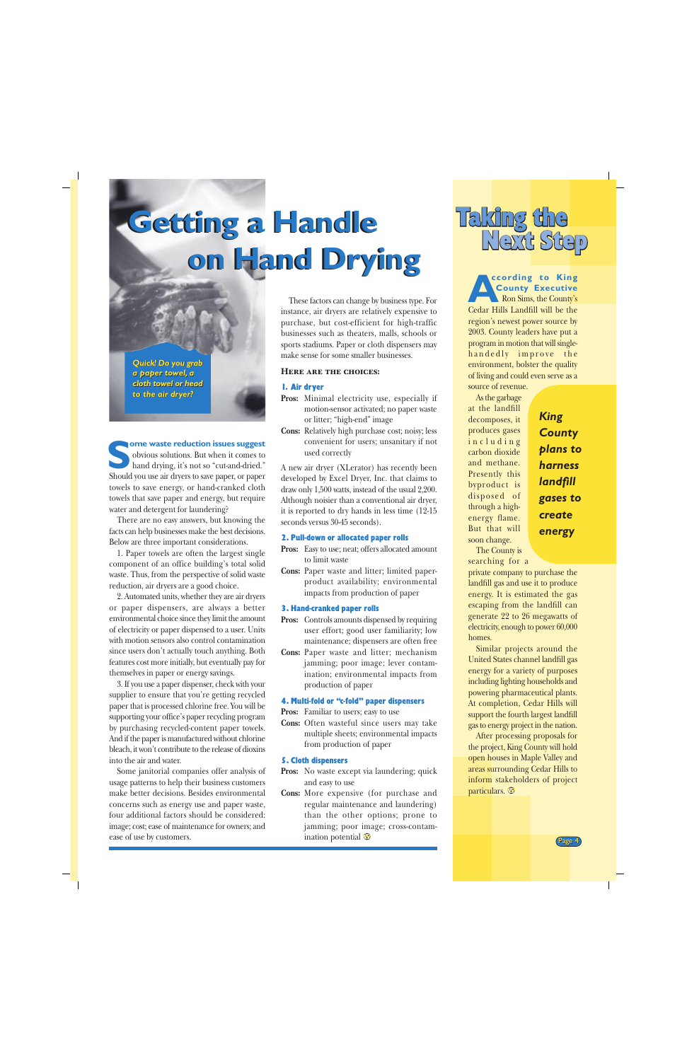# Getting a Handle on Hand Drying

*Quick! Do you grab a paper towel, a cloth towel or head to the air dryer?*

**Some waste reduction issues suggest** obvious solutions. But when it comes to hand drying, it's not so "cut-and-dried." Should you use air dryers to save paper, or paper towels to save energy, or hand-cranked cloth towels that save paper and energy, but require water and detergent for laundering?

There are no easy answers, but knowing the facts can help businesses make the best decisions. Below are three important considerations.

1. Paper towels are often the largest single component of an office building's total solid waste. Thus, from the perspective of solid waste reduction, air dryers are a good choice.

2. Automated units, whether they are air dryers or paper dispensers, are always a better environmental choice since they limit the amount of electricity or paper dispensed to a user. Units with motion sensors also control contamination since users don't actually touch anything. Both features cost more initially, but eventually pay for themselves in paper or energy savings.

3. If you use a paper dispenser, check with your supplier to ensure that you're getting recycled paper that is processed chlorine free. You will be supporting your office's paper recycling program by purchasing recycled-content paper towels. And if the paper is manufactured without chlorine bleach, it won't contribute to the release of dioxins into the air and water.

Some janitorial companies offer analysis of usage patterns to help their business customers make better decisions. Besides environmental concerns such as energy use and paper waste, four additional factors should be considered: image; cost; ease of maintenance for owners; and ease of use by customers.

These factors can change by business type. For instance, air dryers are relatively expensive to purchase, but cost-efficient for high-traffic businesses such as theaters, malls, schools or sports stadiums. Paper or cloth dispensers may make sense for some smaller businesses.

### Here are the choices:

**1. Air dryer**

**Pros:** Minimal electricity use, especially if motion-sensor activated; no paper waste or litter; "high-end" image

**Cons:** Relatively high purchase cost; noisy; less convenient for users; unsanitary if not used correctly

A new air dryer (XLerator) has recently been developed by Excel Dryer, Inc. that claims to draw only 1,500 watts, instead of the usual 2,200. Although noisier than a conventional air dryer, it is reported to dry hands in less time (12-15 seconds versus 30-45 seconds).

**2. Pull-down or allocated paper rolls**

**Pros:** Easy to use; neat; offers allocated amount to limit waste

**Cons:** Paper waste and litter; limited paper-product availability; environmental impacts from production of paper

**3. Hand-cranked paper rolls**

**Pros:** Controls amounts dispensed by requiring user effort; good user familiarity; low maintenance; dispensers are often free

**Cons:** Paper waste and litter; mechanism jamming; poor image; lever contamination; environmental impacts from production of paper

**4. Multi-fold or "c-fold" paper dispensers**

**Pros:** Familiar to users; easy to use

**Cons:** Often wasteful since users may take multiple sheets; environmental impacts from production of paper

**5. Cloth dispensers**

**Pros:** No waste except via laundering; quick and easy to use

**Cons:** More expensive (for purchase and regular maintenance and laundering) than the other options; prone to jamming; poor image; cross-contamination potential

# Taking the Next Step

**According to King County Executive** Ron Sims, the County's Cedar Hills Landfill will be the region's newest power source by 2003. County leaders have put a program in motion that will single-handedly improve the environment, bolster the quality of living and could even serve as a source of revenue.

*King County plans to harness landfill gases to create energy*

As the garbage at the landfill decomposes, it produces gases including carbon dioxide and methane. Presently this byproduct is disposed of through a high-energy flame. But that will soon change.

The County is searching for a private company to purchase the landfill gas and use it to produce energy. It is estimated the gas escaping from the landfill can generate 22 to 26 megawatts of electricity, enough to power 60,000 homes.

Similar projects around the United States channel landfill gas energy for a variety of purposes including lighting households and powering pharmaceutical plants. At completion, Cedar Hills will support the fourth largest landfill gas to energy project in the nation.

After processing proposals for the project, King County will hold open houses in Maple Valley and areas surrounding Cedar Hills to inform stakeholders of project particulars.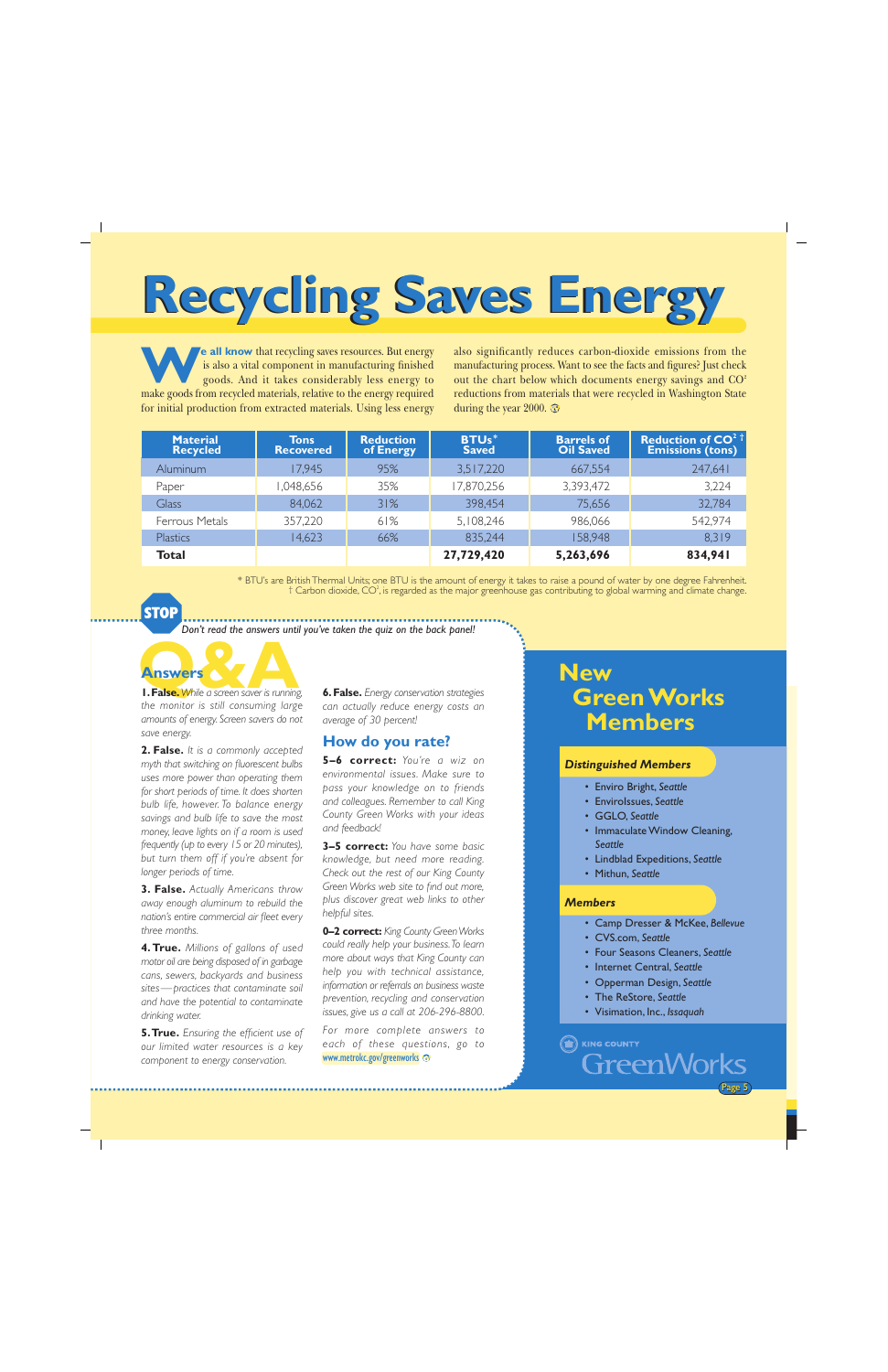# Recycling Saves Energy

**We all know** that recycling saves resources. But energy is also a vital component in manufacturing finished goods. And it takes considerably less energy to make goods from recycled materials, relative to the energy required for initial production from extracted materials. Using less energy also significantly reduces carbon-dioxide emissions from the manufacturing process. Want to see the facts and figures? Just check out the chart below which documents energy savings and $CO^2$ reductions from materials that were recycled in Washington State during the year 2000.

| Material Recycled | Tons Recovered | Reduction of Energy | BTUs* Saved | Barrels of Oil Saved | Reduction of $CO^2$ † Emissions (tons) |
|---|---|---|---|---|---|
| Aluminum | 17,945 | 95% | 3,517,220 | 667,554 | 247,641 |
| Paper | 1,048,656 | 35% | 17,870,256 | 3,393,472 | 3,224 |
| Glass | 84,062 | 31% | 398,454 | 75,656 | 32,784 |
| Ferrous Metals | 357,220 | 61% | 5,108,246 | 986,066 | 542,974 |
| Plastics | 14,623 | 66% | 835,244 | 158,948 | 8,319 |
| **Total** | | | **27,729,420** | **5,263,696** | **834,941** |

\* BTU's are British Thermal Units; one BTU is the amount of energy it takes to raise a pound of water by one degree Fahrenheit.
† Carbon dioxide, $CO^2$, is regarded as the major greenhouse gas contributing to global warming and climate change.

**STOP** *Don't read the answers until you've taken the quiz on the back panel!*

## Q&A Answers

**1. False.** *While a screen saver is running, the monitor is still consuming large amounts of energy. Screen savers do not save energy.*

**2. False.** *It is a commonly accepted myth that switching on fluorescent bulbs uses more power than operating them for short periods of time. It does shorten bulb life, however. To balance energy savings and bulb life to save the most money, leave lights on if a room is used frequently (up to every 15 or 20 minutes), but turn them off if you're absent for longer periods of time.*

**3. False.** *Actually Americans throw away enough aluminum to rebuild the nation's entire commercial air fleet every three months.*

**4. True.** *Millions of gallons of used motor oil are being disposed of in garbage cans, sewers, backyards and business sites—practices that contaminate soil and have the potential to contaminate drinking water.*

**5. True.** *Ensuring the efficient use of our limited water resources is a key component to energy conservation.*

**6. False.** *Energy conservation strategies can actually reduce energy costs an average of 30 percent!*

### How do you rate?

**5–6 correct:** *You're a wiz on environmental issues. Make sure to pass your knowledge on to friends and colleagues. Remember to call King County Green Works with your ideas and feedback!*

**3–5 correct:** *You have some basic knowledge, but need more reading. Check out the rest of our King County Green Works web site to find out more, plus discover great web links to other helpful sites.*

**0–2 correct:** *King County Green Works could really help your business. To learn more about ways that King County can help you with technical assistance, information or referrals on business waste prevention, recycling and conservation issues, give us a call at 206-296-8800.*

*For more complete answers to each of these questions, go to* www.metrokc.gov/greenworks

## New Green Works Members

### Distinguished Members

- Enviro Bright, *Seattle*
- EnviroIssues, *Seattle*
- GGLO, *Seattle*
- Immaculate Window Cleaning, *Seattle*
- Lindblad Expeditions, *Seattle*
- Mithun, *Seattle*

### Members

- Camp Dresser & McKee, *Bellevue*
- CVS.com, *Seattle*
- Four Seasons Cleaners, *Seattle*
- Internet Central, *Seattle*
- Opperman Design, *Seattle*
- The ReStore, *Seattle*
- Visimation, Inc., *Issaquah*

King County GreenWorks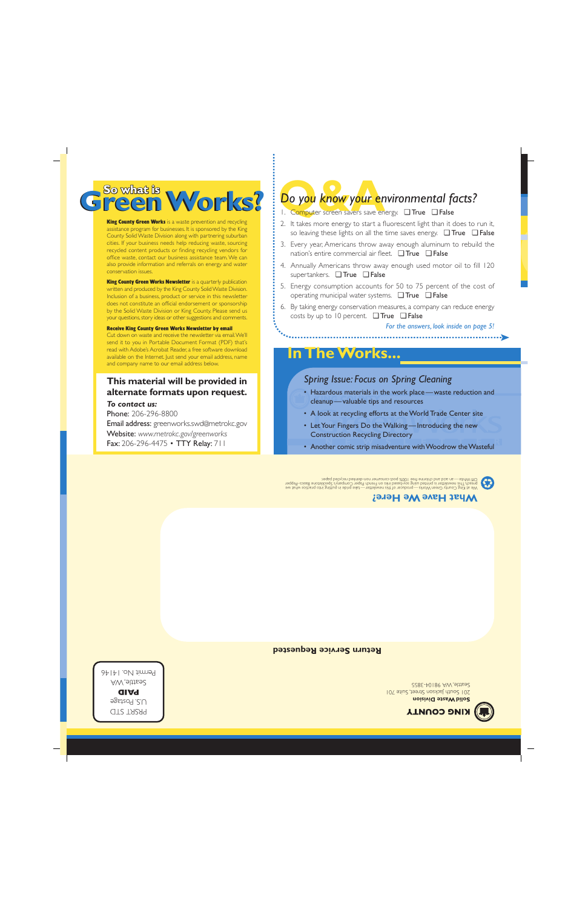# So what is Green Works?

**King County Green Works** is a waste prevention and recycling assistance program for businesses. It is sponsored by the King County Solid Waste Division along with partnering suburban cities. If your business needs help reducing waste, sourcing recycled content products or finding recycling vendors for office waste, contact our business assistance team. We can also provide information and referrals on energy and water conservation issues.

**King County Green Works Newsletter** is a quarterly publication written and produced by the King County Solid Waste Division. Inclusion of a business, product or service in this newsletter does not constitute an official endorsement or sponsorship by the Solid Waste Division or King County. Please send us your questions, story ideas or other suggestions and comments.

**Receive King County Green Works Newsletter by email**
Cut down on waste and receive the newsletter via email. We'll send it to you in Portable Document Format (PDF) that's read with Adobe's Acrobat Reader, a free software download available on the Internet. Just send your email address, name and company name to our email address below.

**This material will be provided in alternate formats upon request.**

***To contact us:***
Phone: 206-296-8800
Email address: greenworks.swd@metrokc.gov
Website: *www.metrokc.gov/greenworks*
Fax: 206-296-4475 • TTY Relay: 711

# Q&A

## *Do you know your environmental facts?*

1. Computer screen savers save energy. ❑ True ❑ False
2. It takes more energy to start a fluorescent light than it does to run it, so leaving these lights on all the time saves energy. ❑ True ❑ False
3. Every year, Americans throw away enough aluminum to rebuild the nation's entire commercial air fleet. ❑ True ❑ False
4. Annually Americans throw away enough used motor oil to fill 120 supertankers. ❑ True ❑ False
5. Energy consumption accounts for 50 to 75 percent of the cost of operating municipal water systems. ❑ True ❑ False
6. By taking energy conservation measures, a company can reduce energy costs by up to 10 percent. ❑ True ❑ False

*For the answers, look inside on page 5!*

# In The Works...

## *Spring Issue: Focus on Spring Cleaning*

- Hazardous materials in the work place—waste reduction and cleanup—valuable tips and resources
- A look at recycling efforts at the World Trade Center site
- Let Your Fingers Do the Walking—Introducing the new Construction Recycling Directory
- Another comic strip misadventure with Woodrow the Wasteful

## What Have We Here?

We at King County Green Works—producer of this newsletter—take pride in putting into practice what we preach. This newsletter is printed using soy-based inks on French Paper Company's Speckletone Basics–Pepper OR White—an acid and chlorine free 100% post-consumer non-deinked recycled paper.

**KING COUNTY**
**Solid Waste Division**
201 South Jackson Street, Suite 701
Seattle, WA 98104-3855

**Return Service Requested**

PRSRT STD
U.S. Postage
**PAID**
Seattle, WA
Permit No. 1414б